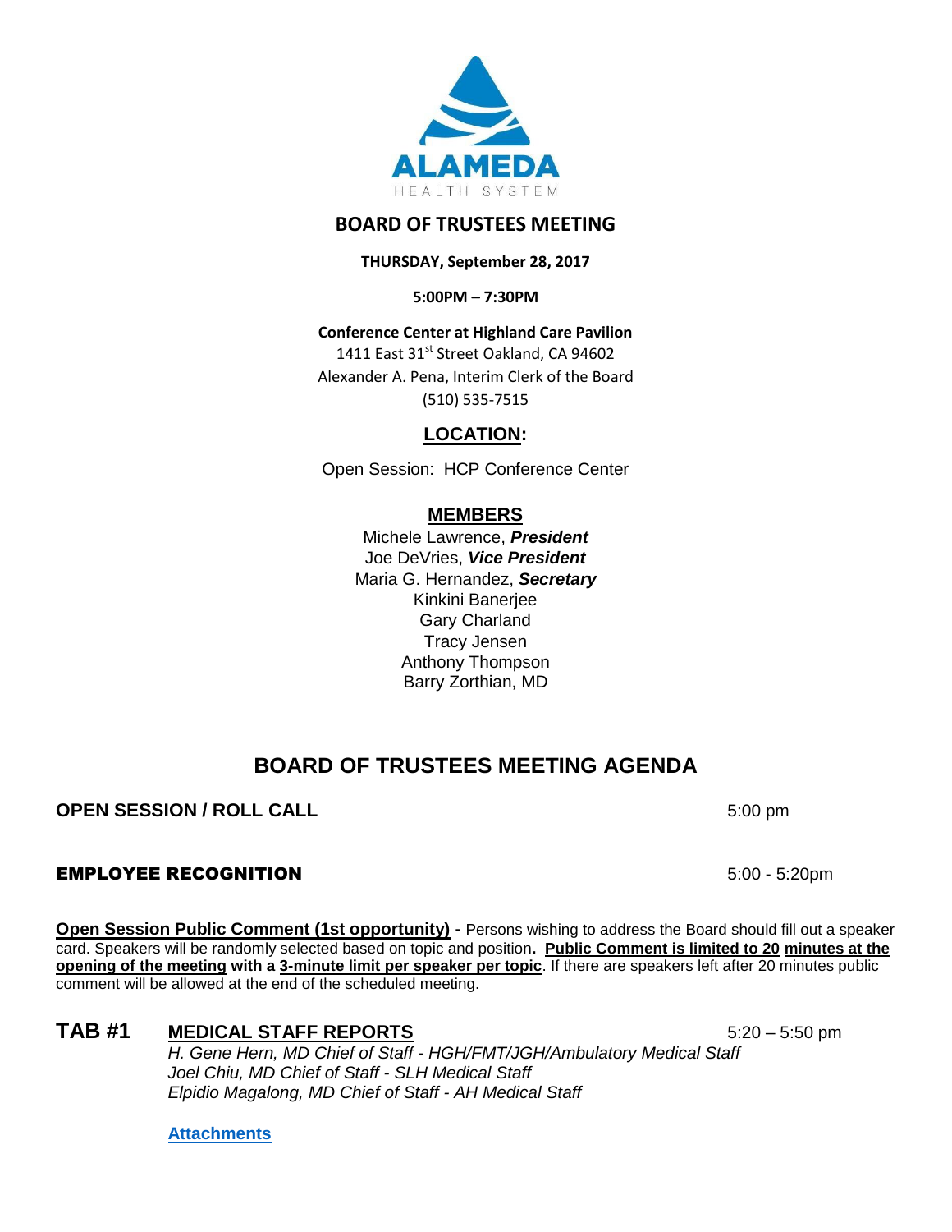ALAMEDA
HEALTH SYSTEM

## BOARD OF TRUSTEES MEETING

**THURSDAY, September 28, 2017**

**5:00PM – 7:30PM**

**Conference Center at Highland Care Pavilion**

1411 East 31st Street Oakland, CA 94602

Alexander A. Pena, Interim Clerk of the Board

(510) 535-7515

### LOCATION:

Open Session: HCP Conference Center

### MEMBERS

Michele Lawrence, ***President***

Joe DeVries, ***Vice President***

Maria G. Hernandez, ***Secretary***

Kinkini Banerjee

Gary Charland

Tracy Jensen

Anthony Thompson

Barry Zorthian, MD

# BOARD OF TRUSTEES MEETING AGENDA

**OPEN SESSION / ROLL CALL** 5:00 pm

**EMPLOYEE RECOGNITION** 5:00 - 5:20pm

**Open Session Public Comment (1st opportunity)** - Persons wishing to address the Board should fill out a speaker card. Speakers will be randomly selected based on topic and position. **Public Comment is limited to 20 minutes at the opening of the meeting with a 3-minute limit per speaker per topic**. If there are speakers left after 20 minutes public comment will be allowed at the end of the scheduled meeting.

**TAB #1 MEDICAL STAFF REPORTS** 5:20 – 5:50 pm

*H. Gene Hern, MD Chief of Staff - HGH/FMT/JGH/Ambulatory Medical Staff*

*Joel Chiu, MD Chief of Staff - SLH Medical Staff*

*Elpidio Magalong, MD Chief of Staff - AH Medical Staff*

**Attachments**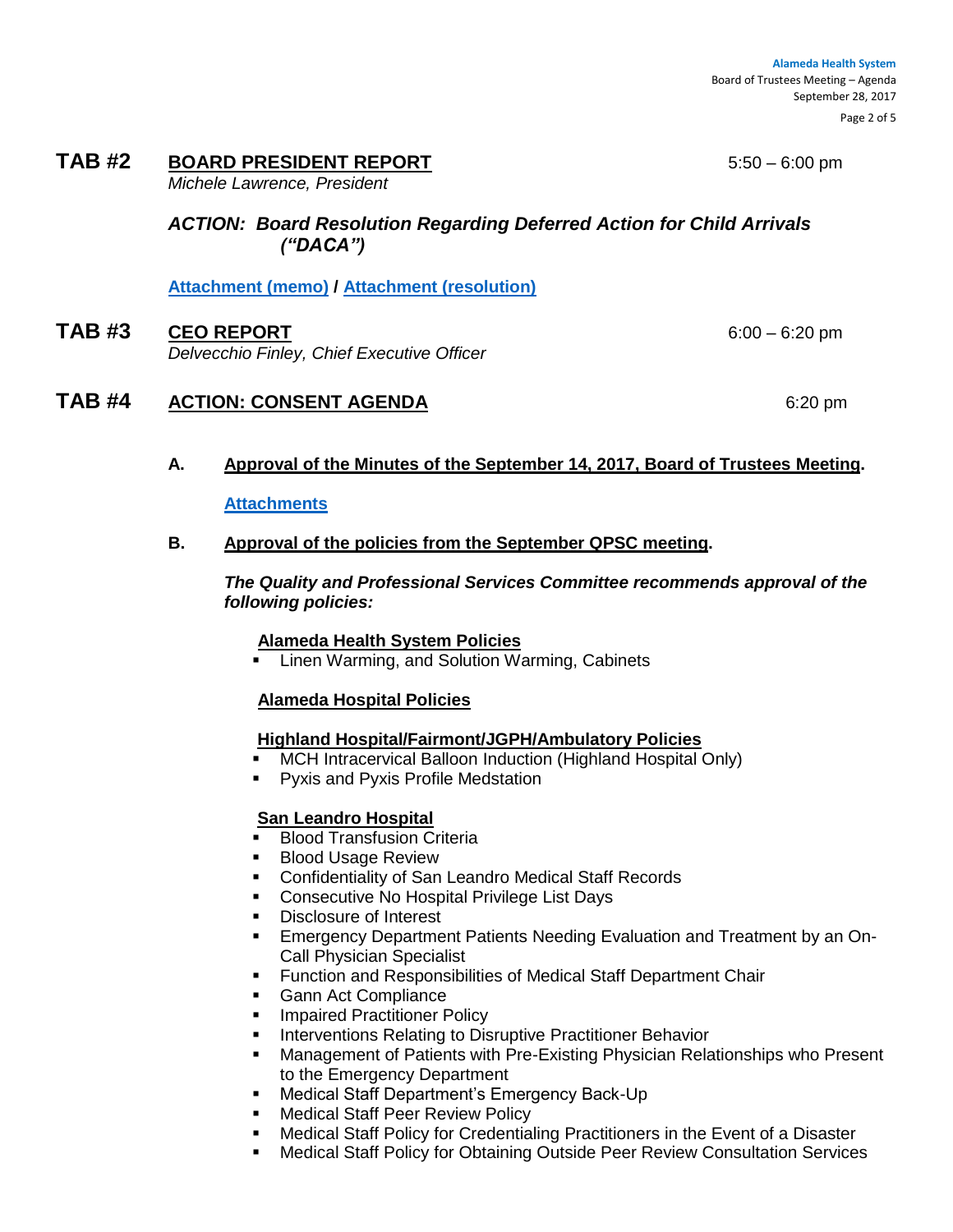## TAB #2 BOARD PRESIDENT REPORT — 5:50 – 6:00 pm

*Michele Lawrence, President*

***ACTION: Board Resolution Regarding Deferred Action for Child Arrivals ("DACA")***

**Attachment (memo) / Attachment (resolution)**

## TAB #3 CEO REPORT — 6:00 – 6:20 pm

*Delvecchio Finley, Chief Executive Officer*

## TAB #4 ACTION: CONSENT AGENDA — 6:20 pm

**A. Approval of the Minutes of the September 14, 2017, Board of Trustees Meeting.**

**Attachments**

**B. Approval of the policies from the September QPSC meeting.**

***The Quality and Professional Services Committee recommends approval of the following policies:***

**Alameda Health System Policies**

- Linen Warming, and Solution Warming, Cabinets

**Alameda Hospital Policies**

**Highland Hospital/Fairmont/JGPH/Ambulatory Policies**

- MCH Intracervical Balloon Induction (Highland Hospital Only)
- Pyxis and Pyxis Profile Medstation

**San Leandro Hospital**

- Blood Transfusion Criteria
- Blood Usage Review
- Confidentiality of San Leandro Medical Staff Records
- Consecutive No Hospital Privilege List Days
- Disclosure of Interest
- Emergency Department Patients Needing Evaluation and Treatment by an On-Call Physician Specialist
- Function and Responsibilities of Medical Staff Department Chair
- Gann Act Compliance
- Impaired Practitioner Policy
- Interventions Relating to Disruptive Practitioner Behavior
- Management of Patients with Pre-Existing Physician Relationships who Present to the Emergency Department
- Medical Staff Department's Emergency Back-Up
- Medical Staff Peer Review Policy
- Medical Staff Policy for Credentialing Practitioners in the Event of a Disaster
- Medical Staff Policy for Obtaining Outside Peer Review Consultation Services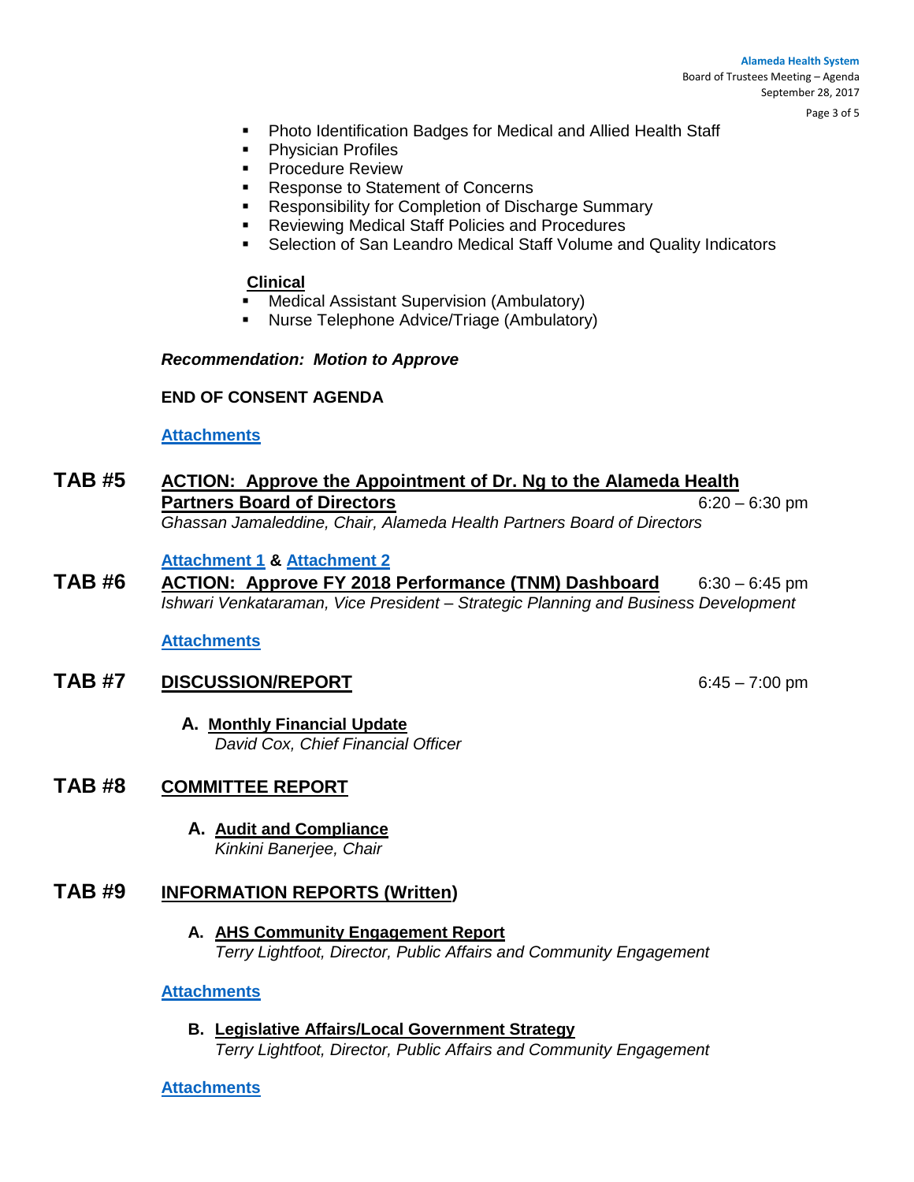- Photo Identification Badges for Medical and Allied Health Staff
- Physician Profiles
- Procedure Review
- Response to Statement of Concerns
- Responsibility for Completion of Discharge Summary
- Reviewing Medical Staff Policies and Procedures
- Selection of San Leandro Medical Staff Volume and Quality Indicators

**Clinical**

- Medical Assistant Supervision (Ambulatory)
- Nurse Telephone Advice/Triage (Ambulatory)

***Recommendation: Motion to Approve***

**END OF CONSENT AGENDA**

**Attachments**

## TAB #5 ACTION: Approve the Appointment of Dr. Ng to the Alameda Health Partners Board of Directors — 6:20 – 6:30 pm

*Ghassan Jamaleddine, Chair, Alameda Health Partners Board of Directors*

**Attachment 1** & **Attachment 2**

## TAB #6 ACTION: Approve FY 2018 Performance (TNM) Dashboard — 6:30 – 6:45 pm

*Ishwari Venkataraman, Vice President – Strategic Planning and Business Development*

**Attachments**

## TAB #7 DISCUSSION/REPORT — 6:45 – 7:00 pm

**A. Monthly Financial Update**
*David Cox, Chief Financial Officer*

## TAB #8 COMMITTEE REPORT

**A. Audit and Compliance**
*Kinkini Banerjee, Chair*

## TAB #9 INFORMATION REPORTS (Written)

**A. AHS Community Engagement Report**
*Terry Lightfoot, Director, Public Affairs and Community Engagement*

**Attachments**

**B. Legislative Affairs/Local Government Strategy**
*Terry Lightfoot, Director, Public Affairs and Community Engagement*

**Attachments**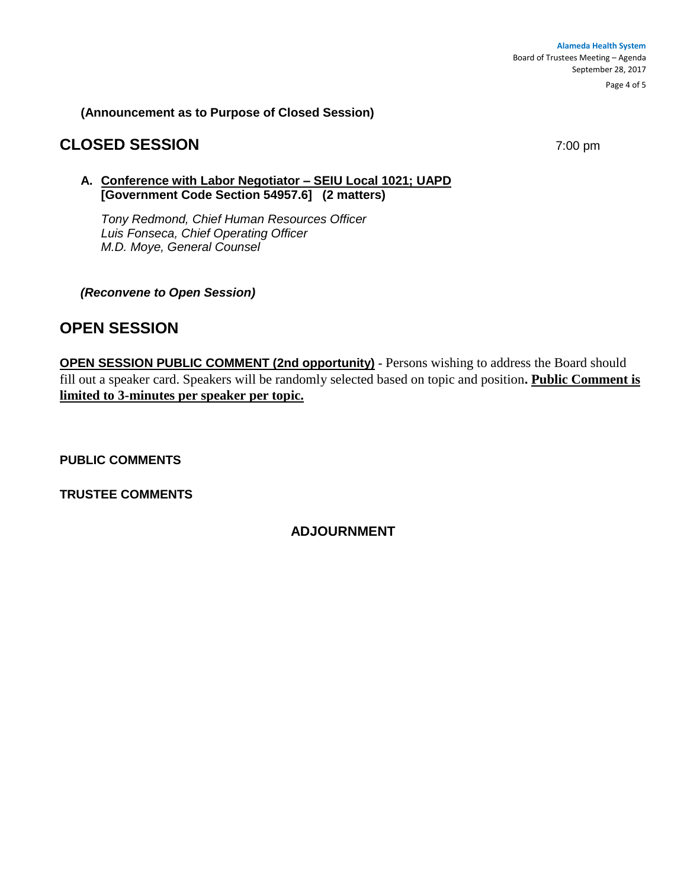**(Announcement as to Purpose of Closed Session)**

## CLOSED SESSION 7:00 pm

**A. <u>Conference with Labor Negotiator – SEIU Local 1021; UAPD [Government Code Section 54957.6]</u> (2 matters)**

*Tony Redmond, Chief Human Resources Officer*
*Luis Fonseca, Chief Operating Officer*
*M.D. Moye, General Counsel*

***(Reconvene to Open Session)***

## OPEN SESSION

**<u>OPEN SESSION PUBLIC COMMENT (2nd opportunity)</u>** - Persons wishing to address the Board should fill out a speaker card. Speakers will be randomly selected based on topic and position**. <u>Public Comment is limited to 3-minutes per speaker per topic.</u>**

**PUBLIC COMMENTS**

**TRUSTEE COMMENTS**

**ADJOURNMENT**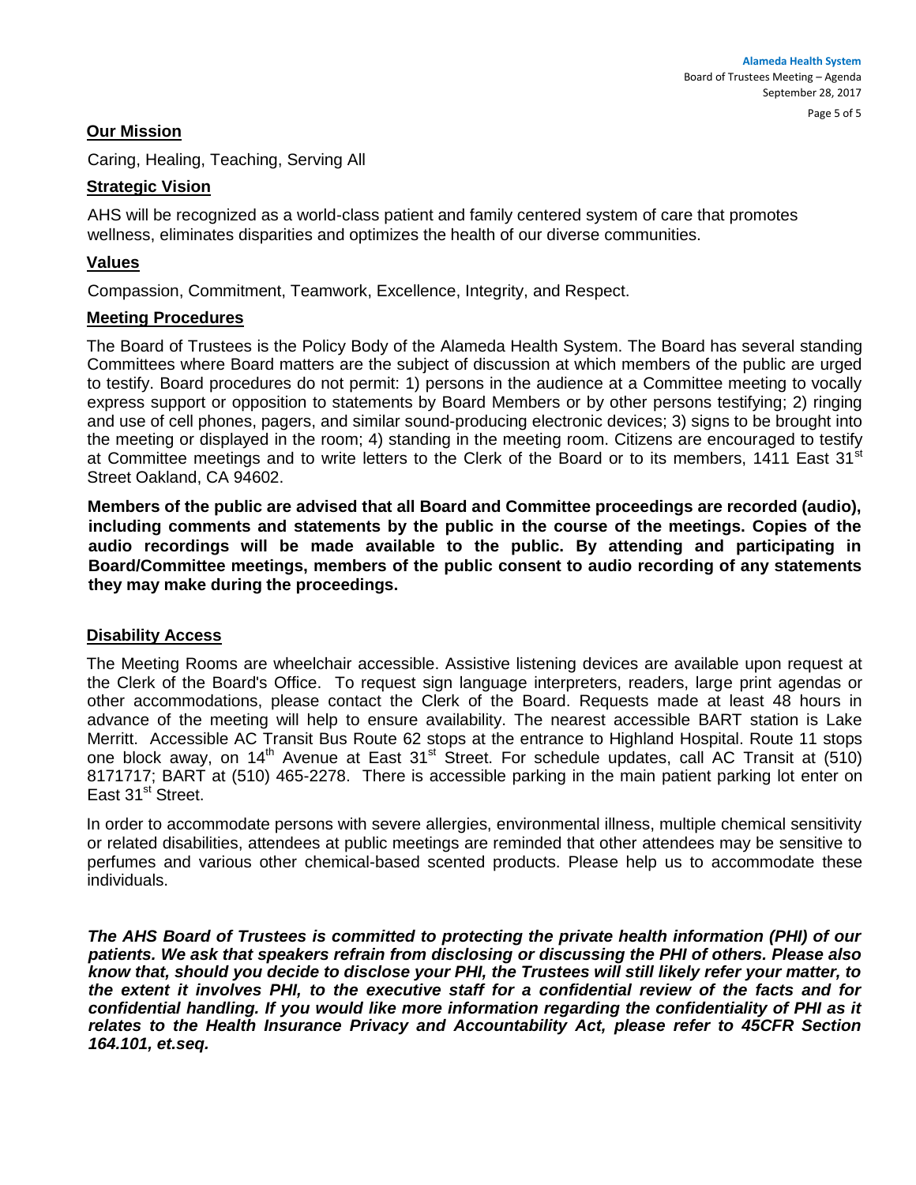## Our Mission

Caring, Healing, Teaching, Serving All

## Strategic Vision

AHS will be recognized as a world-class patient and family centered system of care that promotes wellness, eliminates disparities and optimizes the health of our diverse communities.

## Values

Compassion, Commitment, Teamwork, Excellence, Integrity, and Respect.

## Meeting Procedures

The Board of Trustees is the Policy Body of the Alameda Health System. The Board has several standing Committees where Board matters are the subject of discussion at which members of the public are urged to testify. Board procedures do not permit: 1) persons in the audience at a Committee meeting to vocally express support or opposition to statements by Board Members or by other persons testifying; 2) ringing and use of cell phones, pagers, and similar sound-producing electronic devices; 3) signs to be brought into the meeting or displayed in the room; 4) standing in the meeting room. Citizens are encouraged to testify at Committee meetings and to write letters to the Clerk of the Board or to its members, 1411 East 31st Street Oakland, CA 94602.

**Members of the public are advised that all Board and Committee proceedings are recorded (audio), including comments and statements by the public in the course of the meetings. Copies of the audio recordings will be made available to the public. By attending and participating in Board/Committee meetings, members of the public consent to audio recording of any statements they may make during the proceedings.**

## Disability Access

The Meeting Rooms are wheelchair accessible. Assistive listening devices are available upon request at the Clerk of the Board's Office. To request sign language interpreters, readers, large print agendas or other accommodations, please contact the Clerk of the Board. Requests made at least 48 hours in advance of the meeting will help to ensure availability. The nearest accessible BART station is Lake Merritt. Accessible AC Transit Bus Route 62 stops at the entrance to Highland Hospital. Route 11 stops one block away, on 14th Avenue at East 31st Street. For schedule updates, call AC Transit at (510) 8171717; BART at (510) 465-2278. There is accessible parking in the main patient parking lot enter on East 31st Street.

In order to accommodate persons with severe allergies, environmental illness, multiple chemical sensitivity or related disabilities, attendees at public meetings are reminded that other attendees may be sensitive to perfumes and various other chemical-based scented products. Please help us to accommodate these individuals.

***The AHS Board of Trustees is committed to protecting the private health information (PHI) of our patients. We ask that speakers refrain from disclosing or discussing the PHI of others. Please also know that, should you decide to disclose your PHI, the Trustees will still likely refer your matter, to the extent it involves PHI, to the executive staff for a confidential review of the facts and for confidential handling. If you would like more information regarding the confidentiality of PHI as it relates to the Health Insurance Privacy and Accountability Act, please refer to 45CFR Section 164.101, et.seq.***